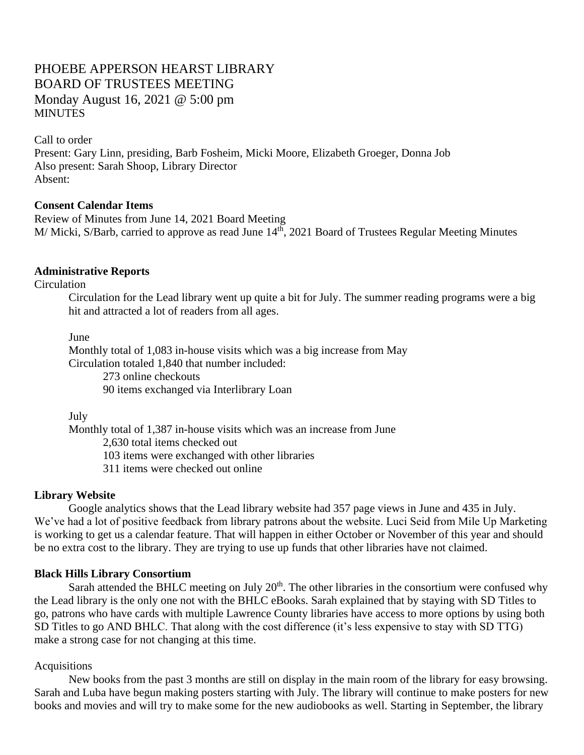# PHOEBE APPERSON HEARST LIBRARY
# BOARD OF TRUSTEES MEETING
## Monday August 16, 2021 @ 5:00 pm
MINUTES

Call to order
Present: Gary Linn, presiding, Barb Fosheim, Micki Moore, Elizabeth Groeger, Donna Job
Also present: Sarah Shoop, Library Director
Absent:

**Consent Calendar Items**

Review of Minutes from June 14, 2021 Board Meeting
M/ Micki, S/Barb, carried to approve as read June 14th, 2021 Board of Trustees Regular Meeting Minutes

**Administrative Reports**

Circulation

Circulation for the Lead library went up quite a bit for July. The summer reading programs were a big hit and attracted a lot of readers from all ages.

June
Monthly total of 1,083 in-house visits which was a big increase from May
Circulation totaled 1,840 that number included:
- 273 online checkouts
- 90 items exchanged via Interlibrary Loan

July
Monthly total of 1,387 in-house visits which was an increase from June
- 2,630 total items checked out
- 103 items were exchanged with other libraries
- 311 items were checked out online

**Library Website**

Google analytics shows that the Lead library website had 357 page views in June and 435 in July. We've had a lot of positive feedback from library patrons about the website. Luci Seid from Mile Up Marketing is working to get us a calendar feature. That will happen in either October or November of this year and should be no extra cost to the library. They are trying to use up funds that other libraries have not claimed.

**Black Hills Library Consortium**

Sarah attended the BHLC meeting on July 20th. The other libraries in the consortium were confused why the Lead library is the only one not with the BHLC eBooks. Sarah explained that by staying with SD Titles to go, patrons who have cards with multiple Lawrence County libraries have access to more options by using both SD Titles to go AND BHLC. That along with the cost difference (it's less expensive to stay with SD TTG) make a strong case for not changing at this time.

Acquisitions

New books from the past 3 months are still on display in the main room of the library for easy browsing. Sarah and Luba have begun making posters starting with July. The library will continue to make posters for new books and movies and will try to make some for the new audiobooks as well. Starting in September, the library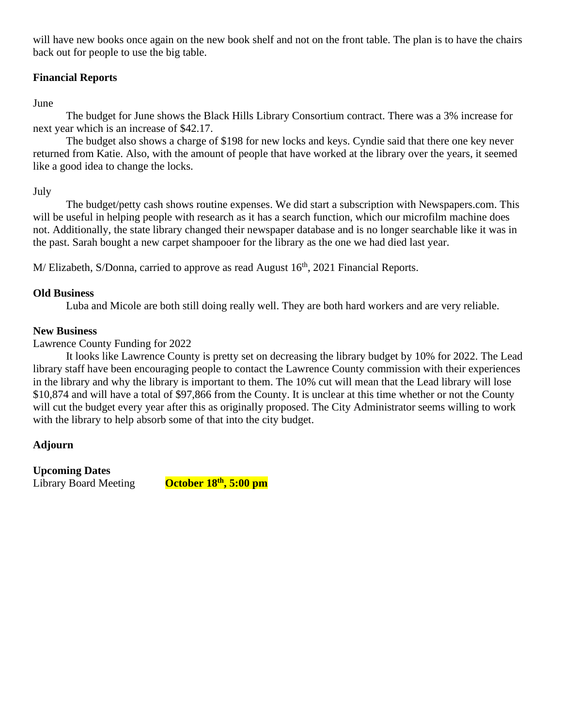will have new books once again on the new book shelf and not on the front table. The plan is to have the chairs back out for people to use the big table.

**Financial Reports**

June

The budget for June shows the Black Hills Library Consortium contract. There was a 3% increase for next year which is an increase of $42.17.

The budget also shows a charge of $198 for new locks and keys. Cyndie said that there one key never returned from Katie. Also, with the amount of people that have worked at the library over the years, it seemed like a good idea to change the locks.

July

The budget/petty cash shows routine expenses. We did start a subscription with Newspapers.com. This will be useful in helping people with research as it has a search function, which our microfilm machine does not. Additionally, the state library changed their newspaper database and is no longer searchable like it was in the past. Sarah bought a new carpet shampooer for the library as the one we had died last year.

M/ Elizabeth, S/Donna, carried to approve as read August 16th, 2021 Financial Reports.

**Old Business**

Luba and Micole are both still doing really well. They are both hard workers and are very reliable.

**New Business**

Lawrence County Funding for 2022

It looks like Lawrence County is pretty set on decreasing the library budget by 10% for 2022. The Lead library staff have been encouraging people to contact the Lawrence County commission with their experiences in the library and why the library is important to them. The 10% cut will mean that the Lead library will lose $10,874 and will have a total of $97,866 from the County. It is unclear at this time whether or not the County will cut the budget every year after this as originally proposed. The City Administrator seems willing to work with the library to help absorb some of that into the city budget.

**Adjourn**

**Upcoming Dates**

Library Board Meeting **October 18th, 5:00 pm**